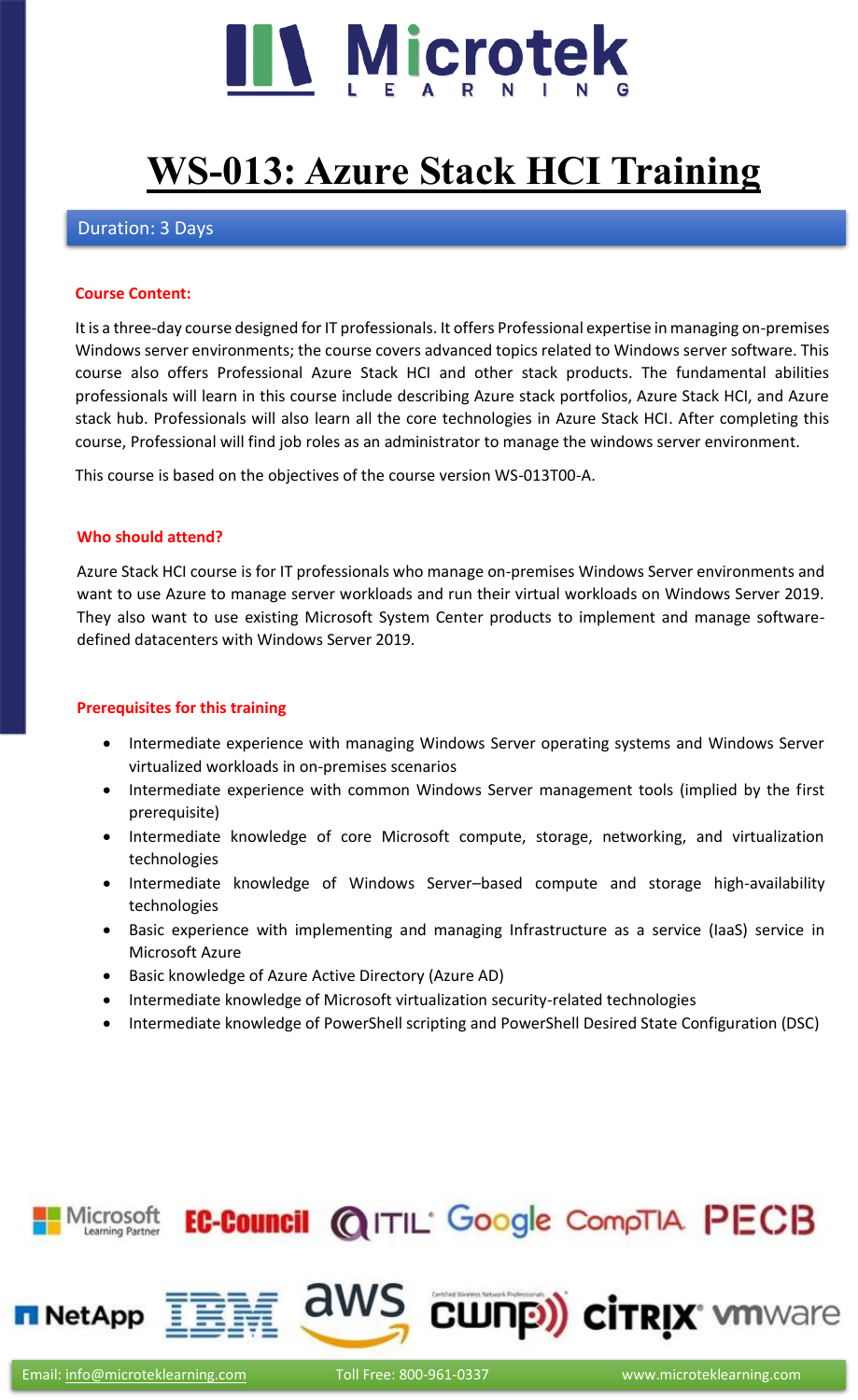# WS-013: Azure Stack HCI Training

Duration: 3 Days

**Course Content:**

It is a three-day course designed for IT professionals. It offers Professional expertise in managing on-premises Windows server environments; the course covers advanced topics related to Windows server software. This course also offers Professional Azure Stack HCI and other stack products. The fundamental abilities professionals will learn in this course include describing Azure stack portfolios, Azure Stack HCI, and Azure stack hub. Professionals will also learn all the core technologies in Azure Stack HCI. After completing this course, Professional will find job roles as an administrator to manage the windows server environment.

This course is based on the objectives of the course version WS-013T00-A.

**Who should attend?**

Azure Stack HCI course is for IT professionals who manage on-premises Windows Server environments and want to use Azure to manage server workloads and run their virtual workloads on Windows Server 2019. They also want to use existing Microsoft System Center products to implement and manage software-defined datacenters with Windows Server 2019.

**Prerequisites for this training**

- Intermediate experience with managing Windows Server operating systems and Windows Server virtualized workloads in on-premises scenarios
- Intermediate experience with common Windows Server management tools (implied by the first prerequisite)
- Intermediate knowledge of core Microsoft compute, storage, networking, and virtualization technologies
- Intermediate knowledge of Windows Server–based compute and storage high-availability technologies
- Basic experience with implementing and managing Infrastructure as a service (IaaS) service in Microsoft Azure
- Basic knowledge of Azure Active Directory (Azure AD)
- Intermediate knowledge of Microsoft virtualization security-related technologies
- Intermediate knowledge of PowerShell scripting and PowerShell Desired State Configuration (DSC)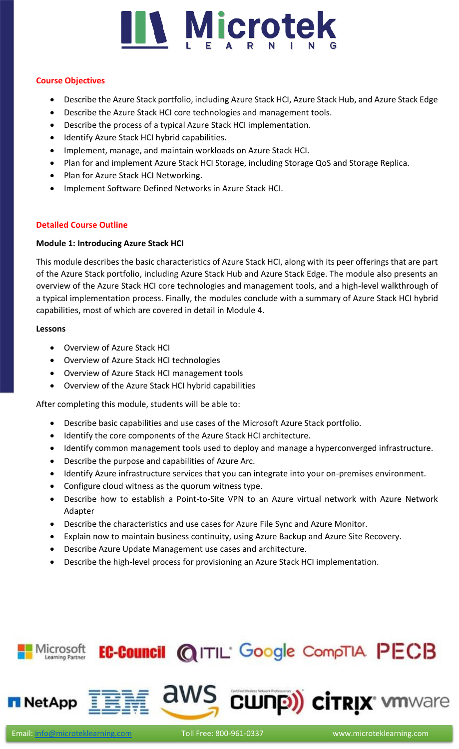**Course Objectives**

- Describe the Azure Stack portfolio, including Azure Stack HCI, Azure Stack Hub, and Azure Stack Edge
- Describe the Azure Stack HCI core technologies and management tools.
- Describe the process of a typical Azure Stack HCI implementation.
- Identify Azure Stack HCI hybrid capabilities.
- Implement, manage, and maintain workloads on Azure Stack HCI.
- Plan for and implement Azure Stack HCI Storage, including Storage QoS and Storage Replica.
- Plan for Azure Stack HCI Networking.
- Implement Software Defined Networks in Azure Stack HCI.

**Detailed Course Outline**

**Module 1: Introducing Azure Stack HCI**

This module describes the basic characteristics of Azure Stack HCI, along with its peer offerings that are part of the Azure Stack portfolio, including Azure Stack Hub and Azure Stack Edge. The module also presents an overview of the Azure Stack HCI core technologies and management tools, and a high-level walkthrough of a typical implementation process. Finally, the modules conclude with a summary of Azure Stack HCI hybrid capabilities, most of which are covered in detail in Module 4.

**Lessons**

- Overview of Azure Stack HCI
- Overview of Azure Stack HCI technologies
- Overview of Azure Stack HCI management tools
- Overview of the Azure Stack HCI hybrid capabilities

After completing this module, students will be able to:

- Describe basic capabilities and use cases of the Microsoft Azure Stack portfolio.
- Identify the core components of the Azure Stack HCI architecture.
- Identify common management tools used to deploy and manage a hyperconverged infrastructure.
- Describe the purpose and capabilities of Azure Arc.
- Identify Azure infrastructure services that you can integrate into your on-premises environment.
- Configure cloud witness as the quorum witness type.
- Describe how to establish a Point-to-Site VPN to an Azure virtual network with Azure Network Adapter
- Describe the characteristics and use cases for Azure File Sync and Azure Monitor.
- Explain now to maintain business continuity, using Azure Backup and Azure Site Recovery.
- Describe Azure Update Management use cases and architecture.
- Describe the high-level process for provisioning an Azure Stack HCI implementation.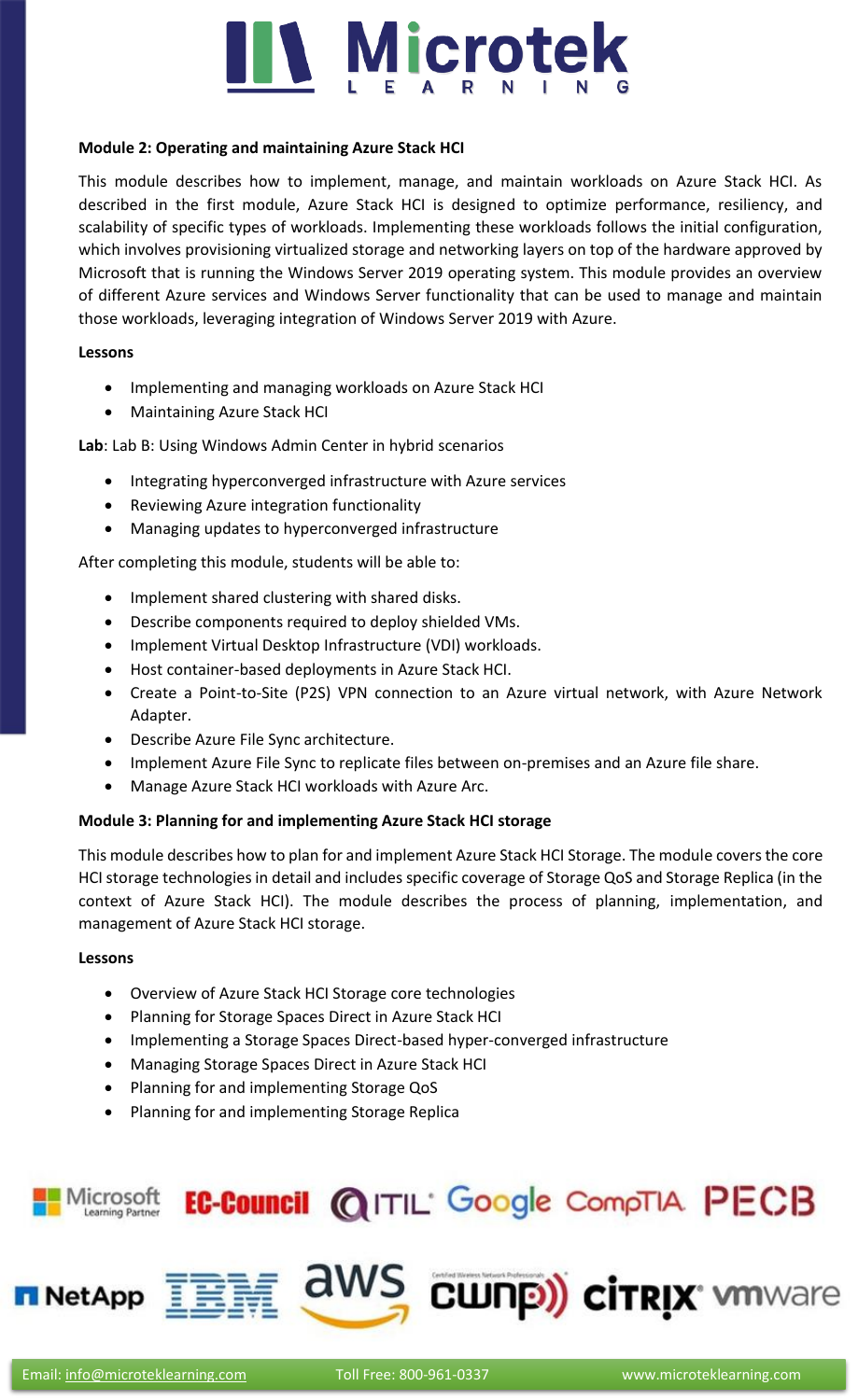**Module 2: Operating and maintaining Azure Stack HCI**

This module describes how to implement, manage, and maintain workloads on Azure Stack HCI. As described in the first module, Azure Stack HCI is designed to optimize performance, resiliency, and scalability of specific types of workloads. Implementing these workloads follows the initial configuration, which involves provisioning virtualized storage and networking layers on top of the hardware approved by Microsoft that is running the Windows Server 2019 operating system. This module provides an overview of different Azure services and Windows Server functionality that can be used to manage and maintain those workloads, leveraging integration of Windows Server 2019 with Azure.

**Lessons**

- Implementing and managing workloads on Azure Stack HCI
- Maintaining Azure Stack HCI

**Lab**: Lab B: Using Windows Admin Center in hybrid scenarios

- Integrating hyperconverged infrastructure with Azure services
- Reviewing Azure integration functionality
- Managing updates to hyperconverged infrastructure

After completing this module, students will be able to:

- Implement shared clustering with shared disks.
- Describe components required to deploy shielded VMs.
- Implement Virtual Desktop Infrastructure (VDI) workloads.
- Host container-based deployments in Azure Stack HCI.
- Create a Point-to-Site (P2S) VPN connection to an Azure virtual network, with Azure Network Adapter.
- Describe Azure File Sync architecture.
- Implement Azure File Sync to replicate files between on-premises and an Azure file share.
- Manage Azure Stack HCI workloads with Azure Arc.

**Module 3: Planning for and implementing Azure Stack HCI storage**

This module describes how to plan for and implement Azure Stack HCI Storage. The module covers the core HCI storage technologies in detail and includes specific coverage of Storage QoS and Storage Replica (in the context of Azure Stack HCI). The module describes the process of planning, implementation, and management of Azure Stack HCI storage.

**Lessons**

- Overview of Azure Stack HCI Storage core technologies
- Planning for Storage Spaces Direct in Azure Stack HCI
- Implementing a Storage Spaces Direct-based hyper-converged infrastructure
- Managing Storage Spaces Direct in Azure Stack HCI
- Planning for and implementing Storage QoS
- Planning for and implementing Storage Replica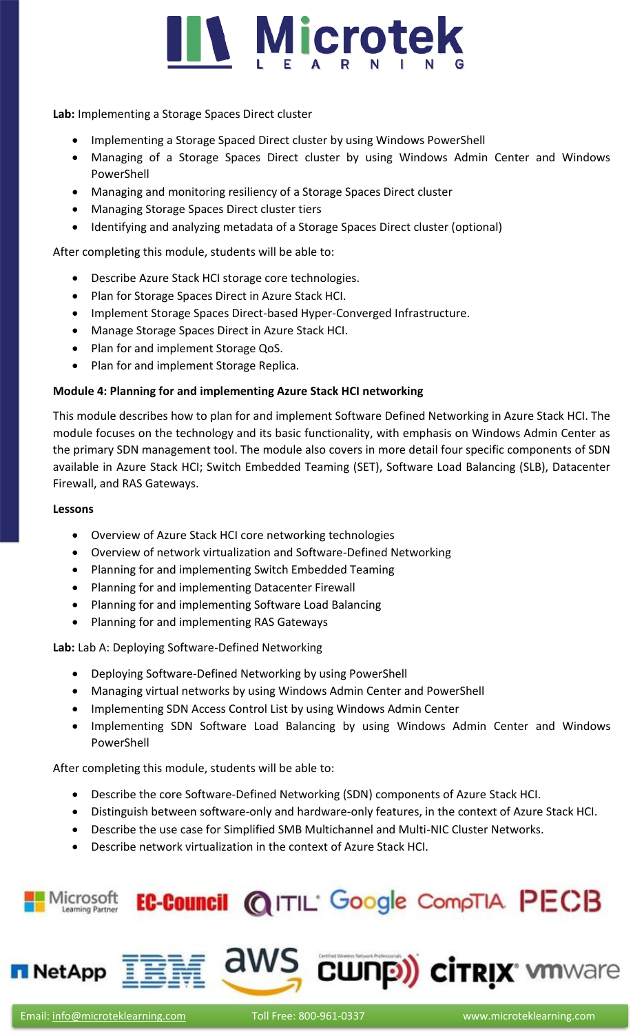**Lab:** Implementing a Storage Spaces Direct cluster

- Implementing a Storage Spaced Direct cluster by using Windows PowerShell
- Managing of a Storage Spaces Direct cluster by using Windows Admin Center and Windows PowerShell
- Managing and monitoring resiliency of a Storage Spaces Direct cluster
- Managing Storage Spaces Direct cluster tiers
- Identifying and analyzing metadata of a Storage Spaces Direct cluster (optional)

After completing this module, students will be able to:

- Describe Azure Stack HCI storage core technologies.
- Plan for Storage Spaces Direct in Azure Stack HCI.
- Implement Storage Spaces Direct-based Hyper-Converged Infrastructure.
- Manage Storage Spaces Direct in Azure Stack HCI.
- Plan for and implement Storage QoS.
- Plan for and implement Storage Replica.

**Module 4: Planning for and implementing Azure Stack HCI networking**

This module describes how to plan for and implement Software Defined Networking in Azure Stack HCI. The module focuses on the technology and its basic functionality, with emphasis on Windows Admin Center as the primary SDN management tool. The module also covers in more detail four specific components of SDN available in Azure Stack HCI; Switch Embedded Teaming (SET), Software Load Balancing (SLB), Datacenter Firewall, and RAS Gateways.

**Lessons**

- Overview of Azure Stack HCI core networking technologies
- Overview of network virtualization and Software-Defined Networking
- Planning for and implementing Switch Embedded Teaming
- Planning for and implementing Datacenter Firewall
- Planning for and implementing Software Load Balancing
- Planning for and implementing RAS Gateways

**Lab:** Lab A: Deploying Software-Defined Networking

- Deploying Software-Defined Networking by using PowerShell
- Managing virtual networks by using Windows Admin Center and PowerShell
- Implementing SDN Access Control List by using Windows Admin Center
- Implementing SDN Software Load Balancing by using Windows Admin Center and Windows PowerShell

After completing this module, students will be able to:

- Describe the core Software-Defined Networking (SDN) components of Azure Stack HCI.
- Distinguish between software-only and hardware-only features, in the context of Azure Stack HCI.
- Describe the use case for Simplified SMB Multichannel and Multi-NIC Cluster Networks.
- Describe network virtualization in the context of Azure Stack HCI.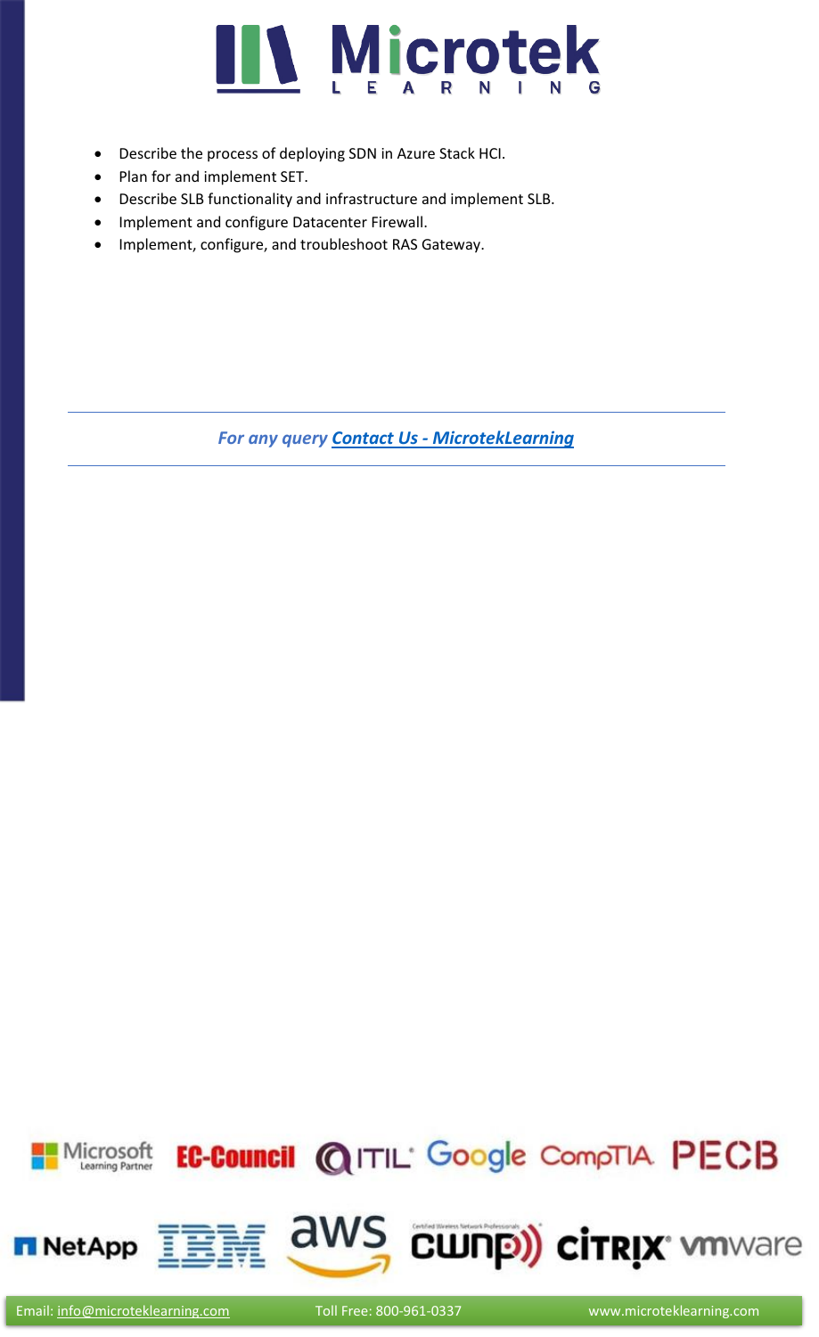- Describe the process of deploying SDN in Azure Stack HCI.
- Plan for and implement SET.
- Describe SLB functionality and infrastructure and implement SLB.
- Implement and configure Datacenter Firewall.
- Implement, configure, and troubleshoot RAS Gateway.

---

***For any query [Contact Us - MicrotekLearning]()***

---